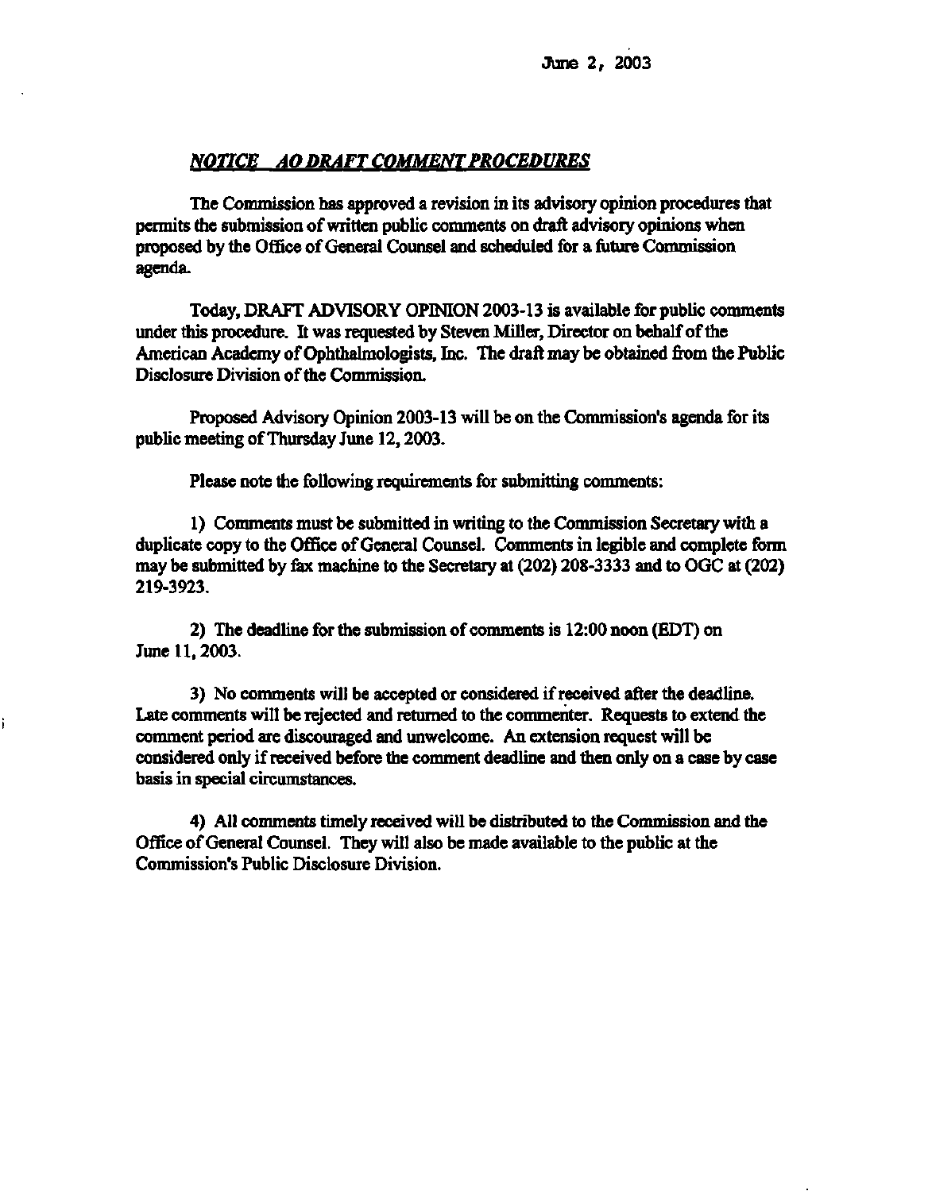June 2, 2003

***NOTICE AO DRAFT COMMENT PROCEDURES***

The Commission has approved a revision in its advisory opinion procedures that permits the submission of written public comments on draft advisory opinions when proposed by the Office of General Counsel and scheduled for a future Commission agenda.

Today, DRAFT ADVISORY OPINION 2003-13 is available for public comments under this procedure. It was requested by Steven Miller, Director on behalf of the American Academy of Ophthalmologists, Inc. The draft may be obtained from the Public Disclosure Division of the Commission.

Proposed Advisory Opinion 2003-13 will be on the Commission's agenda for its public meeting of Thursday June 12, 2003.

Please note the following requirements for submitting comments:

1) Comments must be submitted in writing to the Commission Secretary with a duplicate copy to the Office of General Counsel. Comments in legible and complete form may be submitted by fax machine to the Secretary at (202) 208-3333 and to OGC at (202) 219-3923.

2) The deadline for the submission of comments is 12:00 noon (EDT) on June 11, 2003.

3) No comments will be accepted or considered if received after the deadline. Late comments will be rejected and returned to the commenter. Requests to extend the comment period are discouraged and unwelcome. An extension request will be considered only if received before the comment deadline and then only on a case by case basis in special circumstances.

4) All comments timely received will be distributed to the Commission and the Office of General Counsel. They will also be made available to the public at the Commission's Public Disclosure Division.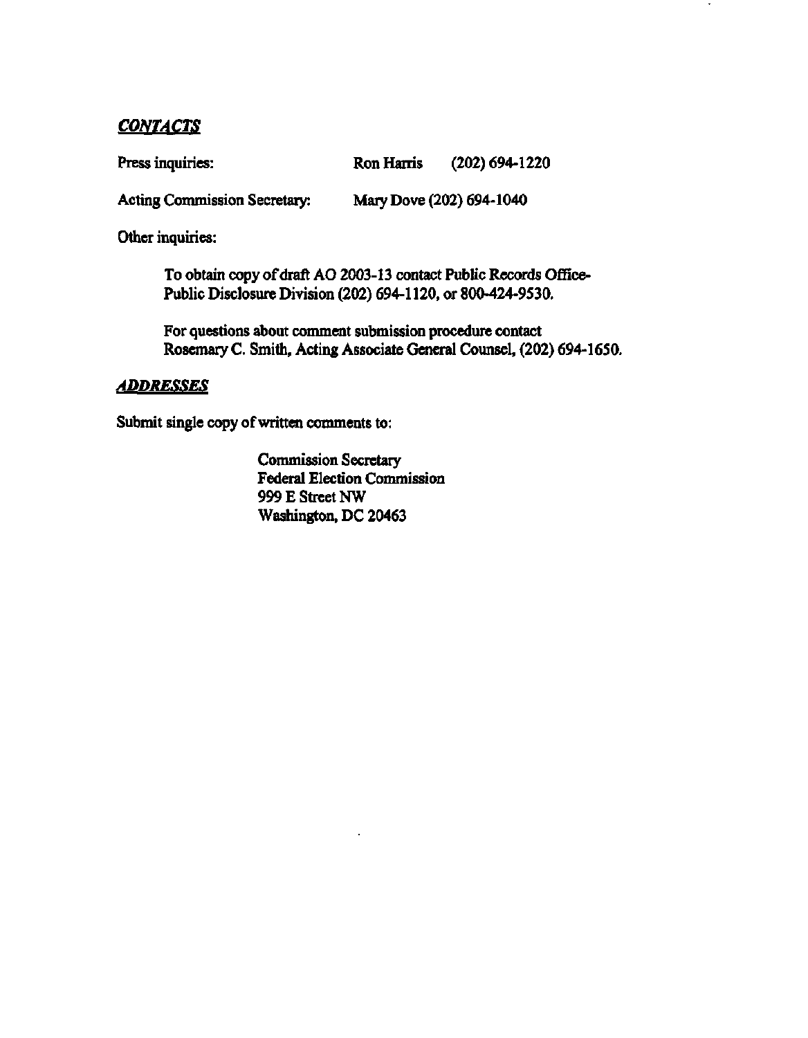## ***CONTACTS***

Press inquiries: Ron Harris (202) 694-1220

Acting Commission Secretary: Mary Dove (202) 694-1040

Other inquiries:

> To obtain copy of draft AO 2003-13 contact Public Records Office-Public Disclosure Division (202) 694-1120, or 800-424-9530.
>
> For questions about comment submission procedure contact Rosemary C. Smith, Acting Associate General Counsel, (202) 694-1650.

## ***ADDRESSES***

Submit single copy of written comments to:

> Commission Secretary
> Federal Election Commission
> 999 E Street NW
> Washington, DC 20463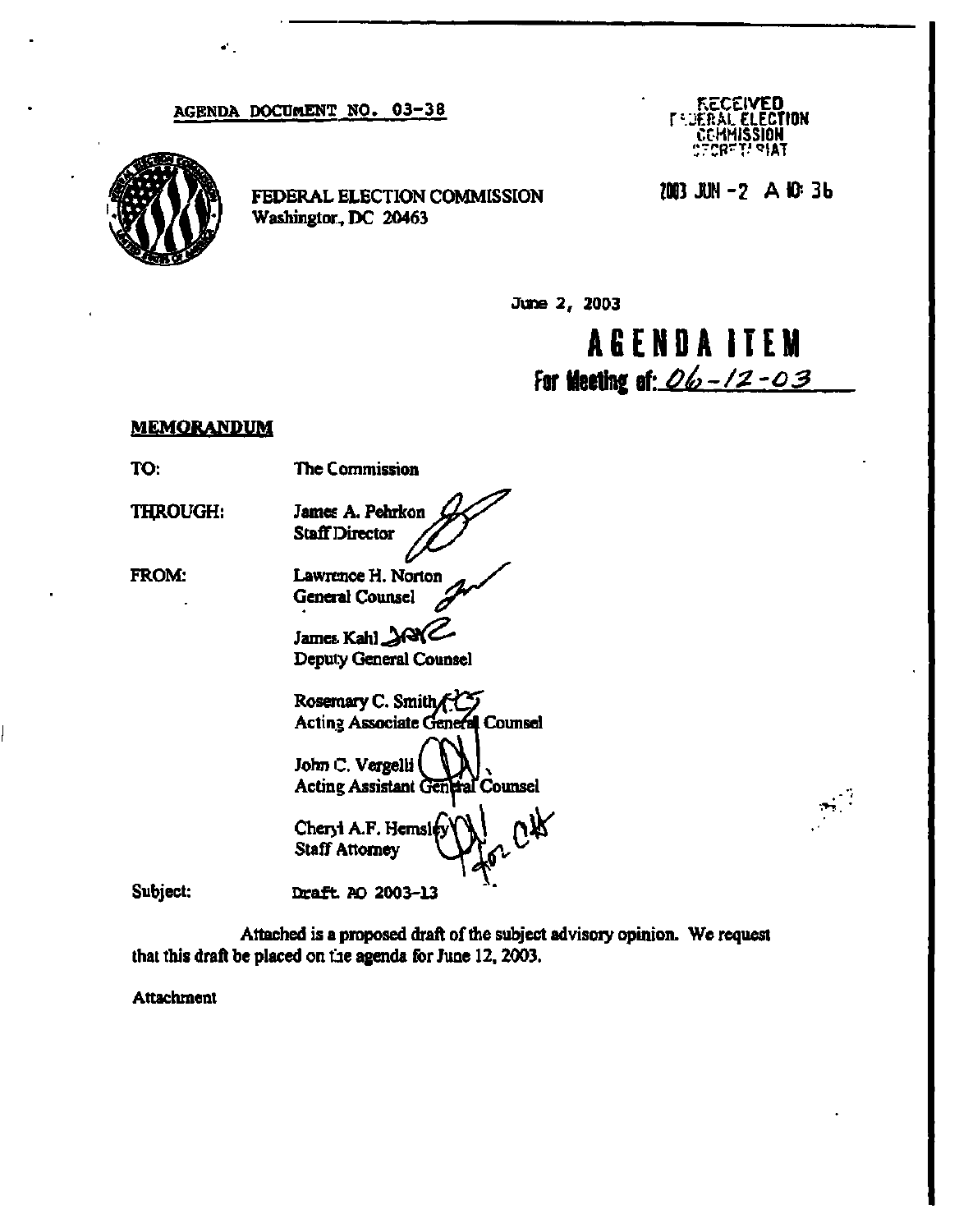AGENDA DOCUMENT NO. 03-38

RECEIVED
FEDERAL ELECTION
COMMISSION
SECRETARIAT

2003 JUN -2 A 10: 36

FEDERAL ELECTION COMMISSION
Washington, DC 20463

June 2, 2003

# AGENDA ITEM

For Meeting of: 06-12-03

**MEMORANDUM**

TO: The Commission

THROUGH: James A. Pehrkon
Staff Director

FROM: Lawrence H. Norton
General Counsel

James Kahl
Deputy General Counsel

Rosemary C. Smith
Acting Associate General Counsel

John C. Vergelli
Acting Assistant General Counsel

Cheryl A.F. Hemsley
Staff Attorney

Subject: Draft AO 2003-13

Attached is a proposed draft of the subject advisory opinion. We request that this draft be placed on the agenda for June 12, 2003.

Attachment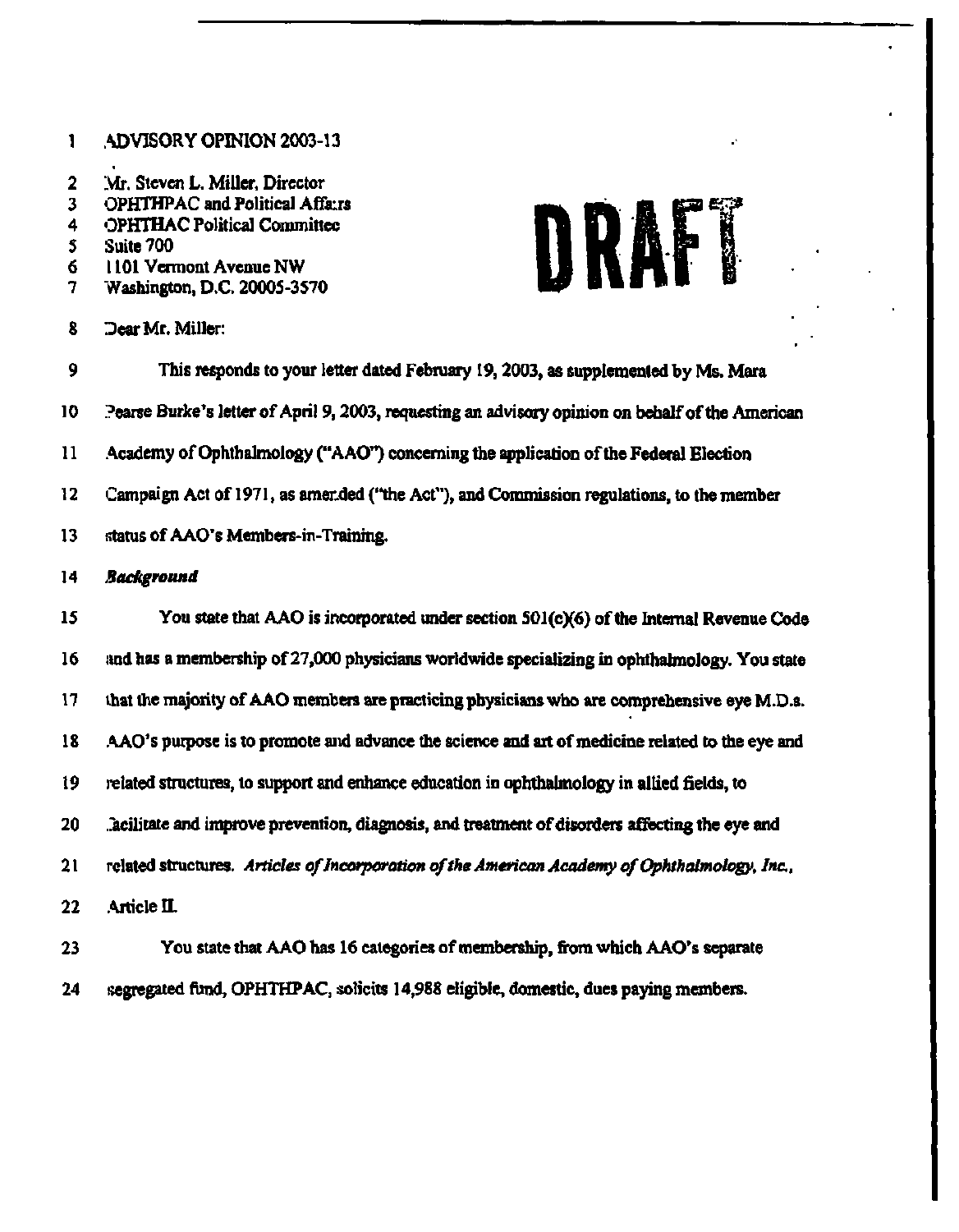ADVISORY OPINION 2003-13

Mr. Steven L. Miller, Director
OPHTHPAC and Political Affairs
OPHTHAC Political Committee
Suite 700
1101 Vermont Avenue NW
Washington, D.C. 20005-3570

DRAFT

Dear Mr. Miller:

This responds to your letter dated February 19, 2003, as supplemented by Ms. Mara Pearse Burke's letter of April 9, 2003, requesting an advisory opinion on behalf of the American Academy of Ophthalmology ("AAO") concerning the application of the Federal Election Campaign Act of 1971, as amended ("the Act"), and Commission regulations, to the member status of AAO's Members-in-Training.

***Background***

You state that AAO is incorporated under section 501(c)(6) of the Internal Revenue Code and has a membership of 27,000 physicians worldwide specializing in ophthalmology. You state that the majority of AAO members are practicing physicians who are comprehensive eye M.D.s. AAO's purpose is to promote and advance the science and art of medicine related to the eye and related structures, to support and enhance education in ophthalmology in allied fields, to facilitate and improve prevention, diagnosis, and treatment of disorders affecting the eye and related structures. *Articles of Incorporation of the American Academy of Ophthalmology, Inc.*, Article II.

You state that AAO has 16 categories of membership, from which AAO's separate segregated fund, OPHTHPAC, solicits 14,988 eligible, domestic, dues paying members.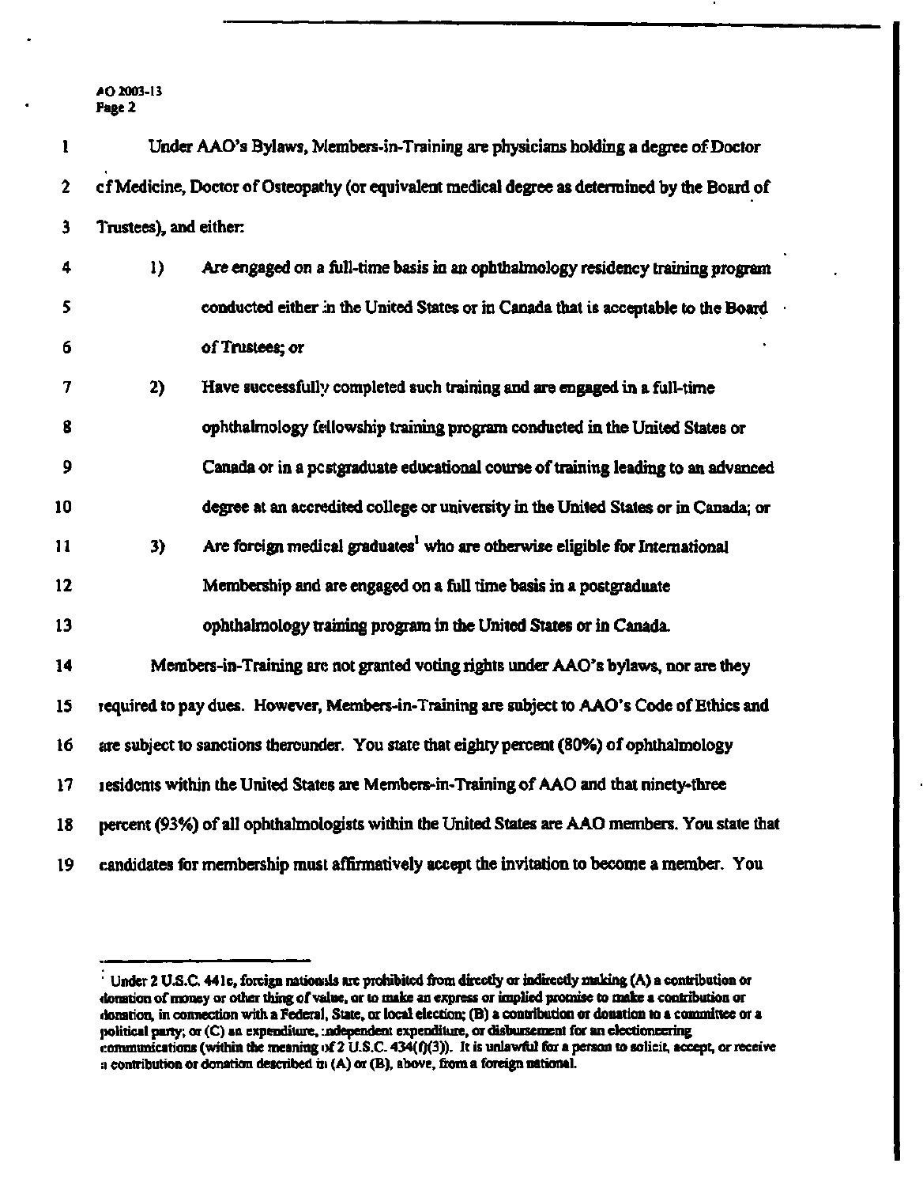Under AAO's Bylaws, Members-in-Training are physicians holding a degree of Doctor of Medicine, Doctor of Osteopathy (or equivalent medical degree as determined by the Board of Trustees), and either:

1) Are engaged on a full-time basis in an ophthalmology residency training program conducted either in the United States or in Canada that is acceptable to the Board of Trustees; or

2) Have successfully completed such training and are engaged in a full-time ophthalmology fellowship training program conducted in the United States or Canada or in a postgraduate educational course of training leading to an advanced degree at an accredited college or university in the United States or in Canada; or

3) Are foreign medical graduates[1] who are otherwise eligible for International Membership and are engaged on a full time basis in a postgraduate ophthalmology training program in the United States or in Canada.

Members-in-Training are not granted voting rights under AAO's bylaws, nor are they required to pay dues. However, Members-in-Training are subject to AAO's Code of Ethics and are subject to sanctions thereunder. You state that eighty percent (80%) of ophthalmology residents within the United States are Members-in-Training of AAO and that ninety-three percent (93%) of all ophthalmologists within the United States are AAO members. You state that candidates for membership must affirmatively accept the invitation to become a member. You

---

[1] Under 2 U.S.C. 441e, foreign nationals are prohibited from directly or indirectly making (A) a contribution or donation of money or other thing of value, or to make an express or implied promise to make a contribution or donation, in connection with a Federal, State, or local election; (B) a contribution or donation to a committee or a political party; or (C) an expenditure, independent expenditure, or disbursement for an electioneering communications (within the meaning of 2 U.S.C. 434(f)(3)). It is unlawful for a person to solicit, accept, or receive a contribution or donation described in (A) or (B), above, from a foreign national.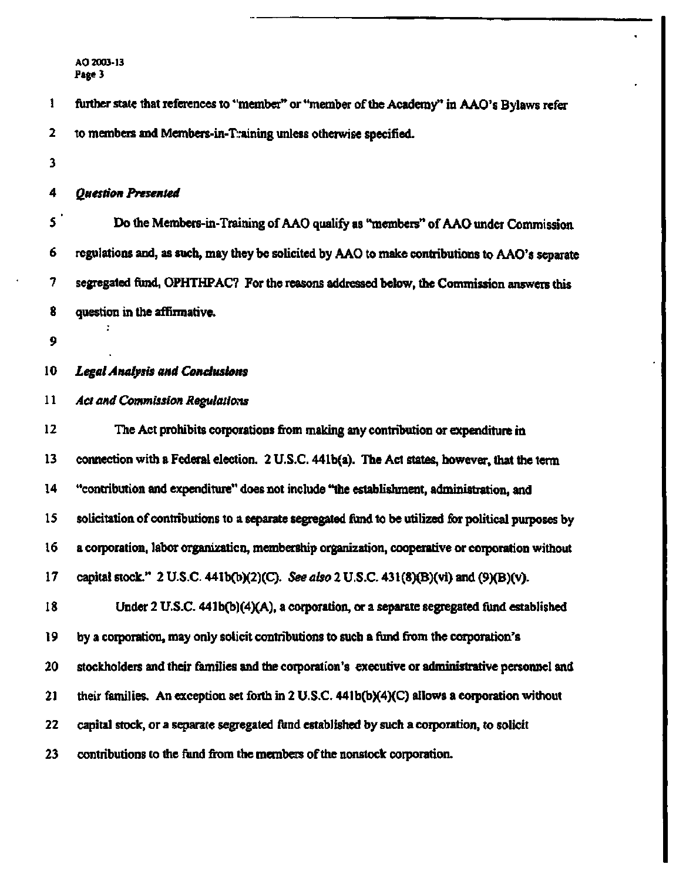further state that references to "member" or "member of the Academy" in AAO's Bylaws refer to members and Members-in-Training unless otherwise specified.

*Question Presented*

Do the Members-in-Training of AAO qualify as "members" of AAO under Commission regulations and, as such, may they be solicited by AAO to make contributions to AAO's separate segregated fund, OPHTHPAC? For the reasons addressed below, the Commission answers this question in the affirmative.

*Legal Analysis and Conclusions*

*Act and Commission Regulations*

The Act prohibits corporations from making any contribution or expenditure in connection with a Federal election. 2 U.S.C. 441b(a). The Act states, however, that the term "contribution and expenditure" does not include "the establishment, administration, and solicitation of contributions to a separate segregated fund to be utilized for political purposes by a corporation, labor organization, membership organization, cooperative or corporation without capital stock." 2 U.S.C. 441b(b)(2)(C). *See also* 2 U.S.C. 431(8)(B)(vi) and (9)(B)(v).

Under 2 U.S.C. 441b(b)(4)(A), a corporation, or a separate segregated fund established by a corporation, may only solicit contributions to such a fund from the corporation's stockholders and their families and the corporation's executive or administrative personnel and their families. An exception set forth in 2 U.S.C. 441b(b)(4)(C) allows a corporation without capital stock, or a separate segregated fund established by such a corporation, to solicit contributions to the fund from the members of the nonstock corporation.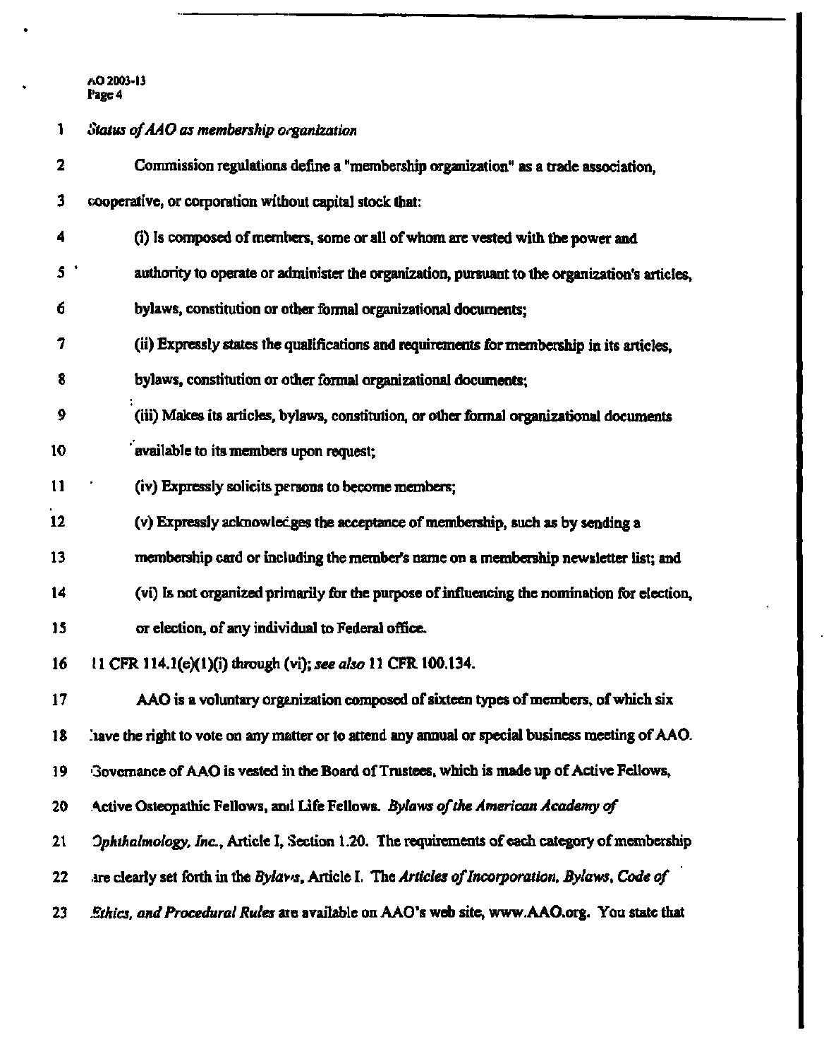*Status of AAO as membership organization*

Commission regulations define a "membership organization" as a trade association, cooperative, or corporation without capital stock that:

> (i) Is composed of members, some or all of whom are vested with the power and authority to operate or administer the organization, pursuant to the organization's articles, bylaws, constitution or other formal organizational documents;
>
> (ii) Expressly states the qualifications and requirements for membership in its articles, bylaws, constitution or other formal organizational documents;
>
> (iii) Makes its articles, bylaws, constitution, or other formal organizational documents available to its members upon request;
>
> (iv) Expressly solicits persons to become members;
>
> (v) Expressly acknowledges the acceptance of membership, such as by sending a membership card or including the member's name on a membership newsletter list; and
>
> (vi) Is not organized primarily for the purpose of influencing the nomination for election, or election, of any individual to Federal office.

11 CFR 114.1(e)(1)(i) through (vi); *see also* 11 CFR 100.134.

AAO is a voluntary organization composed of sixteen types of members, of which six have the right to vote on any matter or to attend any annual or special business meeting of AAO. Governance of AAO is vested in the Board of Trustees, which is made up of Active Fellows, Active Osteopathic Fellows, and Life Fellows. *Bylaws of the American Academy of Ophthalmology, Inc.*, Article I, Section 1.20. The requirements of each category of membership are clearly set forth in the *Bylaws*, Article I. The *Articles of Incorporation, Bylaws, Code of Ethics, and Procedural Rules* are available on AAO's web site, www.AAO.org. You state that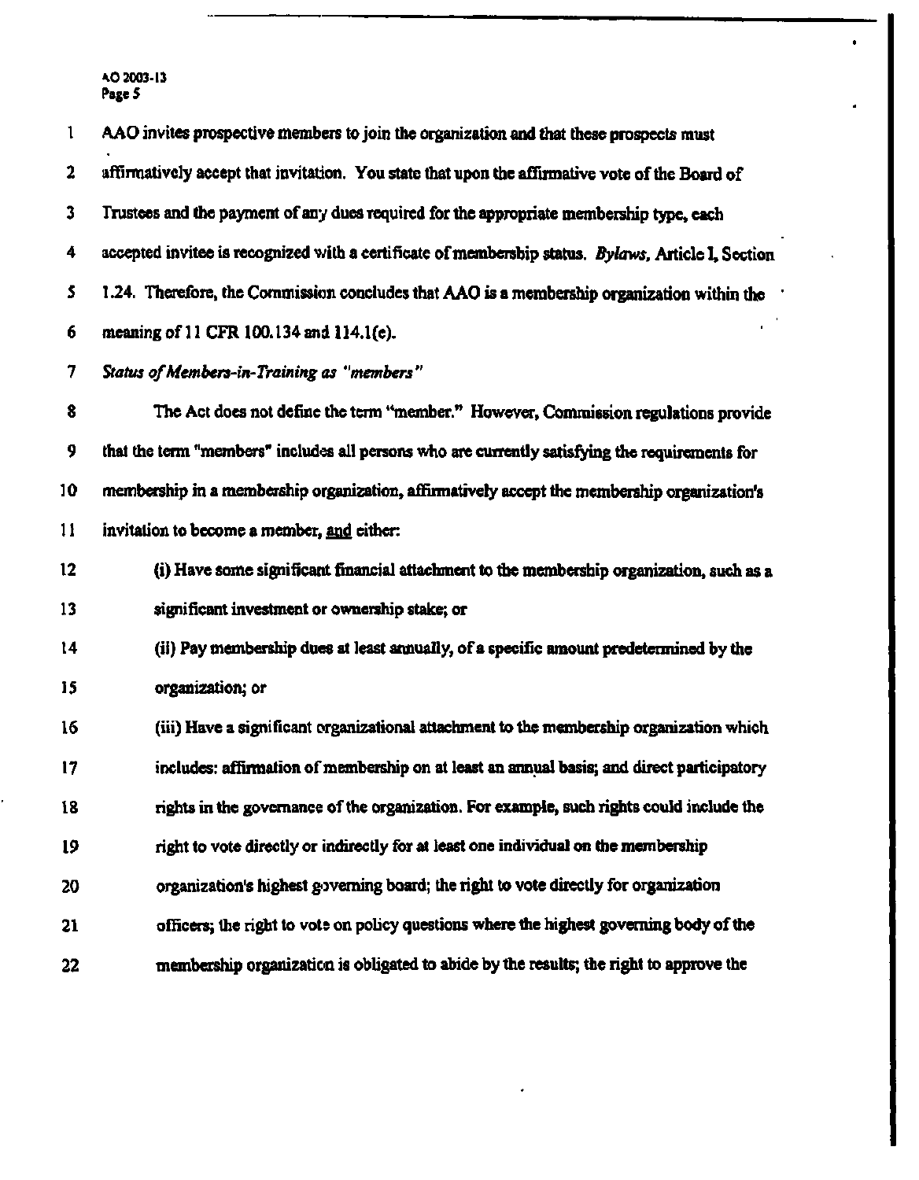AAO invites prospective members to join the organization and that these prospects must affirmatively accept that invitation. You state that upon the affirmative vote of the Board of Trustees and the payment of any dues required for the appropriate membership type, each accepted invitee is recognized with a certificate of membership status. *Bylaws*, Article I, Section 1.24. Therefore, the Commission concludes that AAO is a membership organization within the meaning of 11 CFR 100.134 and 114.1(e).

*Status of Members-in-Training as "members"*

The Act does not define the term "member." However, Commission regulations provide that the term "members" includes all persons who are currently satisfying the requirements for membership in a membership organization, affirmatively accept the membership organization's invitation to become a member, and either:

> (i) Have some significant financial attachment to the membership organization, such as a significant investment or ownership stake; or
>
> (ii) Pay membership dues at least annually, of a specific amount predetermined by the organization; or
>
> (iii) Have a significant organizational attachment to the membership organization which includes: affirmation of membership on at least an annual basis; and direct participatory rights in the governance of the organization. For example, such rights could include the right to vote directly or indirectly for at least one individual on the membership organization's highest governing board; the right to vote directly for organization officers; the right to vote on policy questions where the highest governing body of the membership organization is obligated to abide by the results; the right to approve the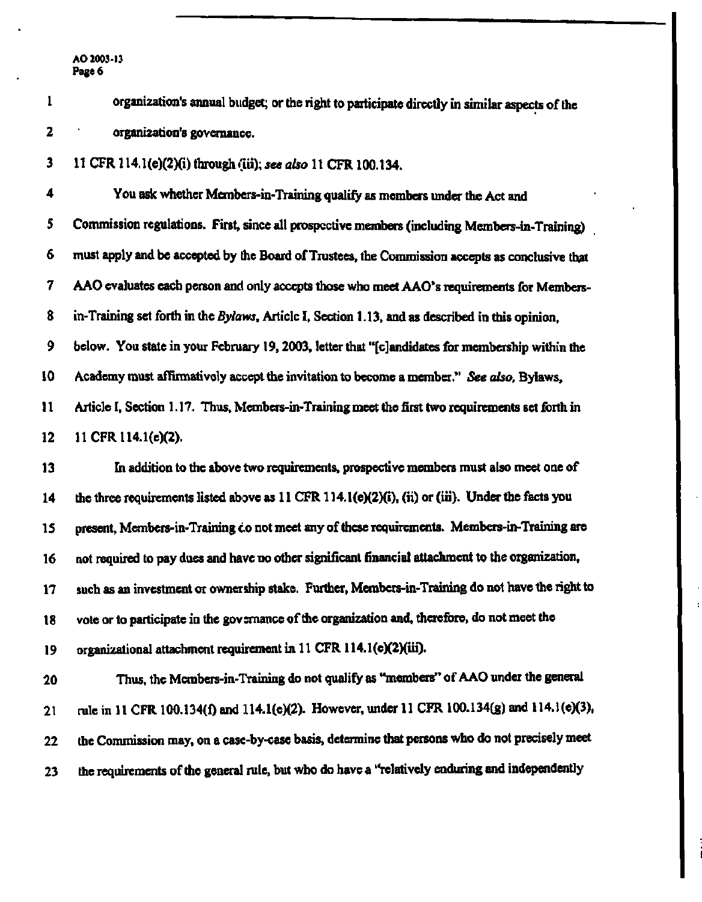organization's annual budget; or the right to participate directly in similar aspects of the organization's governance.

11 CFR 114.1(e)(2)(i) through (iii); *see also* 11 CFR 100.134.

You ask whether Members-in-Training qualify as members under the Act and Commission regulations. First, since all prospective members (including Members-in-Training) must apply and be accepted by the Board of Trustees, the Commission accepts as conclusive that AAO evaluates each person and only accepts those who meet AAO's requirements for Members-in-Training set forth in the *Bylaws*, Article I, Section 1.13, and as described in this opinion, below. You state in your February 19, 2003, letter that "[c]andidates for membership within the Academy must affirmatively accept the invitation to become a member." *See also,* Bylaws, Article I, Section 1.17. Thus, Members-in-Training meet the first two requirements set forth in 11 CFR 114.1(e)(2).

In addition to the above two requirements, prospective members must also meet one of the three requirements listed above as 11 CFR 114.1(e)(2)(i), (ii) or (iii). Under the facts you present, Members-in-Training do not meet any of these requirements. Members-in-Training are not required to pay dues and have no other significant financial attachment to the organization, such as an investment or ownership stake. Further, Members-in-Training do not have the right to vote or to participate in the governance of the organization and, therefore, do not meet the organizational attachment requirement in 11 CFR 114.1(e)(2)(iii).

Thus, the Members-in-Training do not qualify as "members" of AAO under the general rule in 11 CFR 100.134(f) and 114.1(e)(2). However, under 11 CFR 100.134(g) and 114.1(e)(3), the Commission may, on a case-by-case basis, determine that persons who do not precisely meet the requirements of the general rule, but who do have a "relatively enduring and independently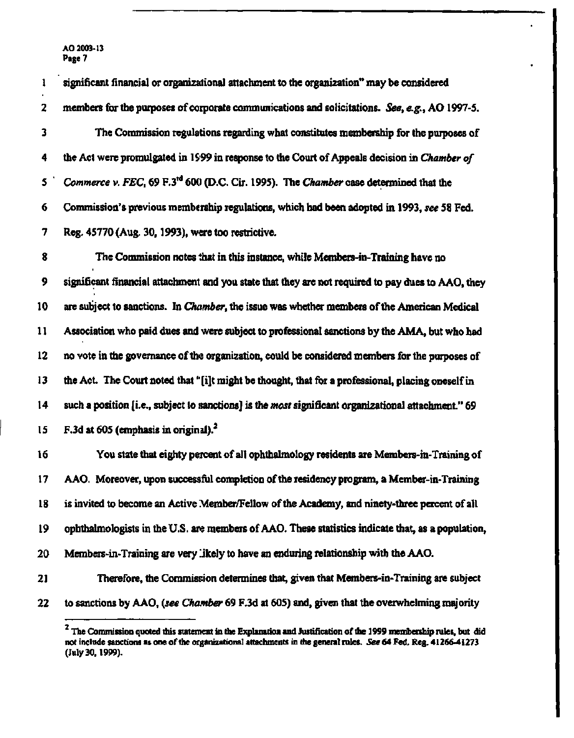significant financial or organizational attachment to the organization" may be considered members for the purposes of corporate communications and solicitations. *See, e.g.*, AO 1997-5.

The Commission regulations regarding what constitutes membership for the purposes of the Act were promulgated in 1999 in response to the Court of Appeals decision in *Chamber of Commerce v. FEC*, 69 F.3rd 600 (D.C. Cir. 1995). The *Chamber* case determined that the Commission's previous membership regulations, which had been adopted in 1993, *see* 58 Fed. Reg. 45770 (Aug. 30, 1993), were too restrictive.

The Commission notes that in this instance, while Members-in-Training have no significant financial attachment and you state that they are not required to pay dues to AAO, they are subject to sanctions. In *Chamber*, the issue was whether members of the American Medical Association who paid dues and were subject to professional sanctions by the AMA, but who had no vote in the governance of the organization, could be considered members for the purposes of the Act. The Court noted that "[i]t might be thought, that for a professional, placing oneself in such a position [i.e., subject to sanctions] is the *most* significant organizational attachment." 69 F.3d at 605 (emphasis in original).[2]

You state that eighty percent of all ophthalmology residents are Members-in-Training of AAO. Moreover, upon successful completion of the residency program, a Member-in-Training is invited to become an Active Member/Fellow of the Academy, and ninety-three percent of all ophthalmologists in the U.S. are members of AAO. These statistics indicate that, as a population, Members-in-Training are very likely to have an enduring relationship with the AAO.

Therefore, the Commission determines that, given that Members-in-Training are subject to sanctions by AAO, (*see Chamber* 69 F.3d at 605) and, given that the overwhelming majority

[2] The Commission quoted this statement in the Explanation and Justification of the 1999 membership rules, but did not include sanctions as one of the organizational attachments in the general rules. *See* 64 Fed. Reg. 41266-41273 (July 30, 1999).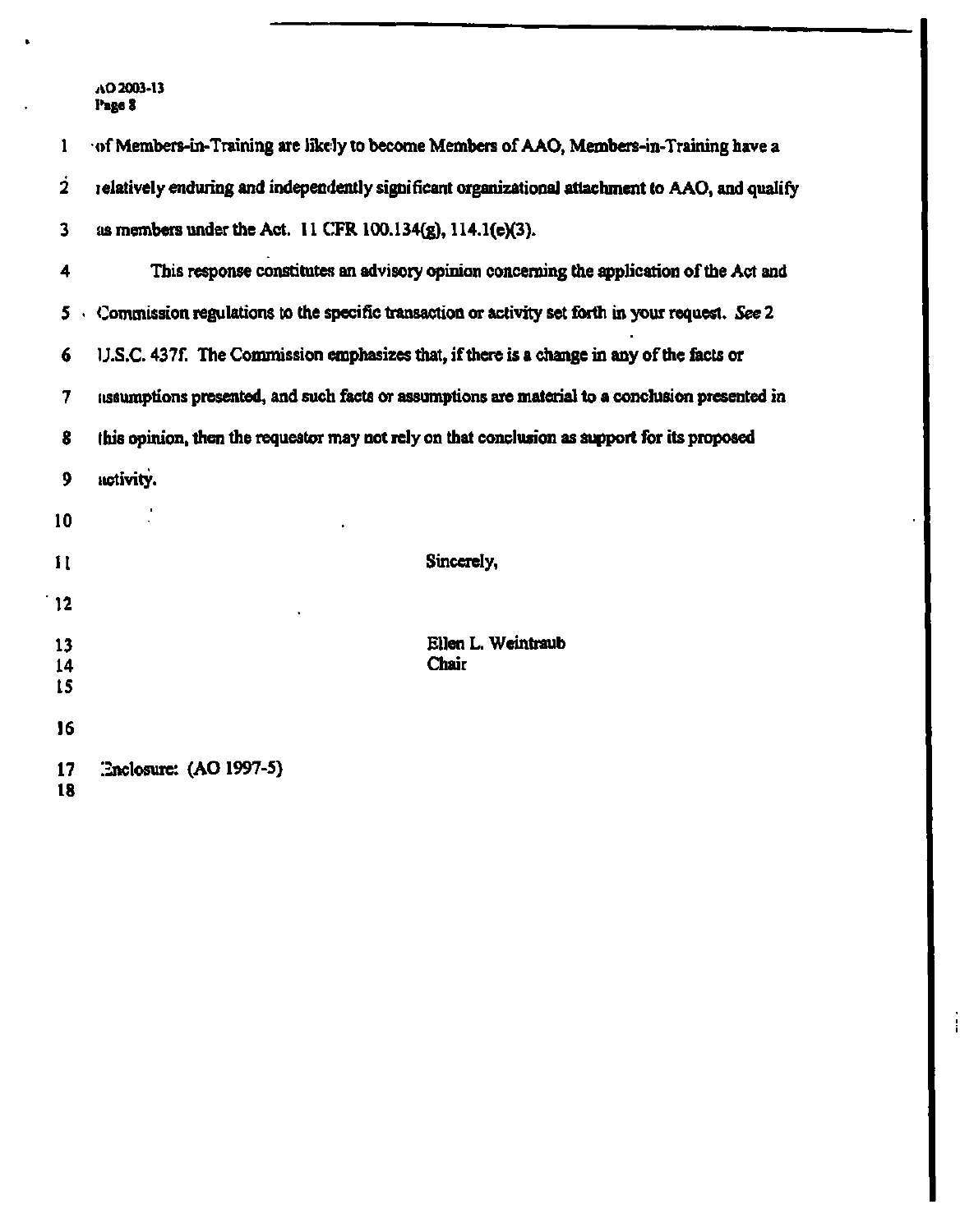of Members-in-Training are likely to become Members of AAO, Members-in-Training have a relatively enduring and independently significant organizational attachment to AAO, and qualify as members under the Act. 11 CFR 100.134(g), 114.1(e)(3).

This response constitutes an advisory opinion concerning the application of the Act and Commission regulations to the specific transaction or activity set forth in your request. *See* 2 U.S.C. 437f. The Commission emphasizes that, if there is a change in any of the facts or assumptions presented, and such facts or assumptions are material to a conclusion presented in this opinion, then the requestor may not rely on that conclusion as support for its proposed activity.

Sincerely,

Ellen L. Weintraub
Chair

Enclosure: (AO 1997-5)